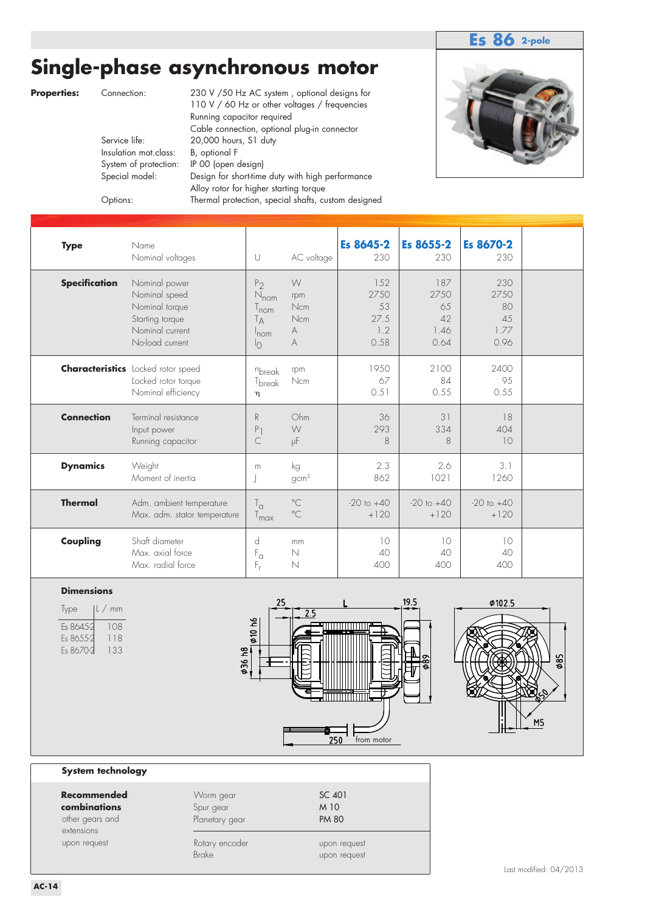**Es 86** 2-pole

# Single-phase asynchronous motor

**Properties:**

| | |
|---|---|
| Connection: | 230 V /50 Hz AC system , optional designs for 110 V / 60 Hz or other voltages / frequencies<br>Running capacitor required<br>Cable connection, optional plug-in connector |
| Service life: | 20,000 hours, S1 duty |
| Insulation mat.class: | B, optional F |
| System of protection: | IP 00 (open design) |
| Special model: | Design for short-time duty with high performance<br>Alloy rotor for higher starting torque |
| Options: | Thermal protection, special shafts, custom designed |

| | | | | Es 8645-2 | Es 8655-2 | Es 8670-2 |
|---|---|---|---|---|---|---|
| **Type** | Name | | | | | |
| | Nominal voltages | U | AC voltage | 230 | 230 | 230 |
| **Specification** | Nominal power | $P_2$ | W | 152 | 187 | 230 |
| | Nominal speed | $N_{nom}$ | rpm | 2750 | 2750 | 2750 |
| | Nominal torque | $T_{nom}$ | Ncm | 53 | 65 | 80 |
| | Starting torque | $T_A$ | Ncm | 27.5 | 42 | 45 |
| | Nominal current | $I_{nom}$ | A | 1.2 | 1.46 | 1.77 |
| | No-load current | $I_0$ | A | 0.58 | 0.64 | 0.96 |
| **Characteristics** | Locked rotor speed | $n_{break}$ | rpm | 1950 | 2100 | 2400 |
| | Locked rotor torque | $T_{break}$ | Ncm | 67 | 84 | 95 |
| | Nominal efficiency | $\eta$ | | 0.51 | 0.55 | 0.55 |
| **Connection** | Terminal resistance | R | Ohm | 36 | 31 | 18 |
| | Input power | $P_1$ | W | 293 | 334 | 404 |
| | Running capacitor | C | µF | 8 | 8 | 10 |
| **Dynamics** | Weight | m | kg | 2.3 | 2.6 | 3.1 |
| | Moment of inertia | J | $gcm^2$ | 862 | 1021 | 1260 |
| **Thermal** | Adm. ambient temperature | $T_a$ | °C | -20 to +40 | -20 to +40 | -20 to +40 |
| | Max. adm. stator temperature | $T_{max}$ | °C | +120 | +120 | +120 |
| **Coupling** | Shaft diameter | d | mm | 10 | 10 | 10 |
| | Max. axial force | $F_a$ | N | 40 | 40 | 40 |
| | Max. radial force | $F_r$ | N | 400 | 400 | 400 |

**Dimensions**

| Type | L / mm |
|---|---|
| Es 8645-2 | 108 |
| Es 8655-2 | 118 |
| Es 8670-2 | 133 |

**System technology**

| | | |
|---|---|---|
| **Recommended combinations** | Worm gear | SC 401 |
| | Spur gear | M 10 |
| | Planetary gear | PM 80 |
| other gears and extensions upon request | Rotary encoder | upon request |
| | Brake | upon request |

Last modified: 04/2013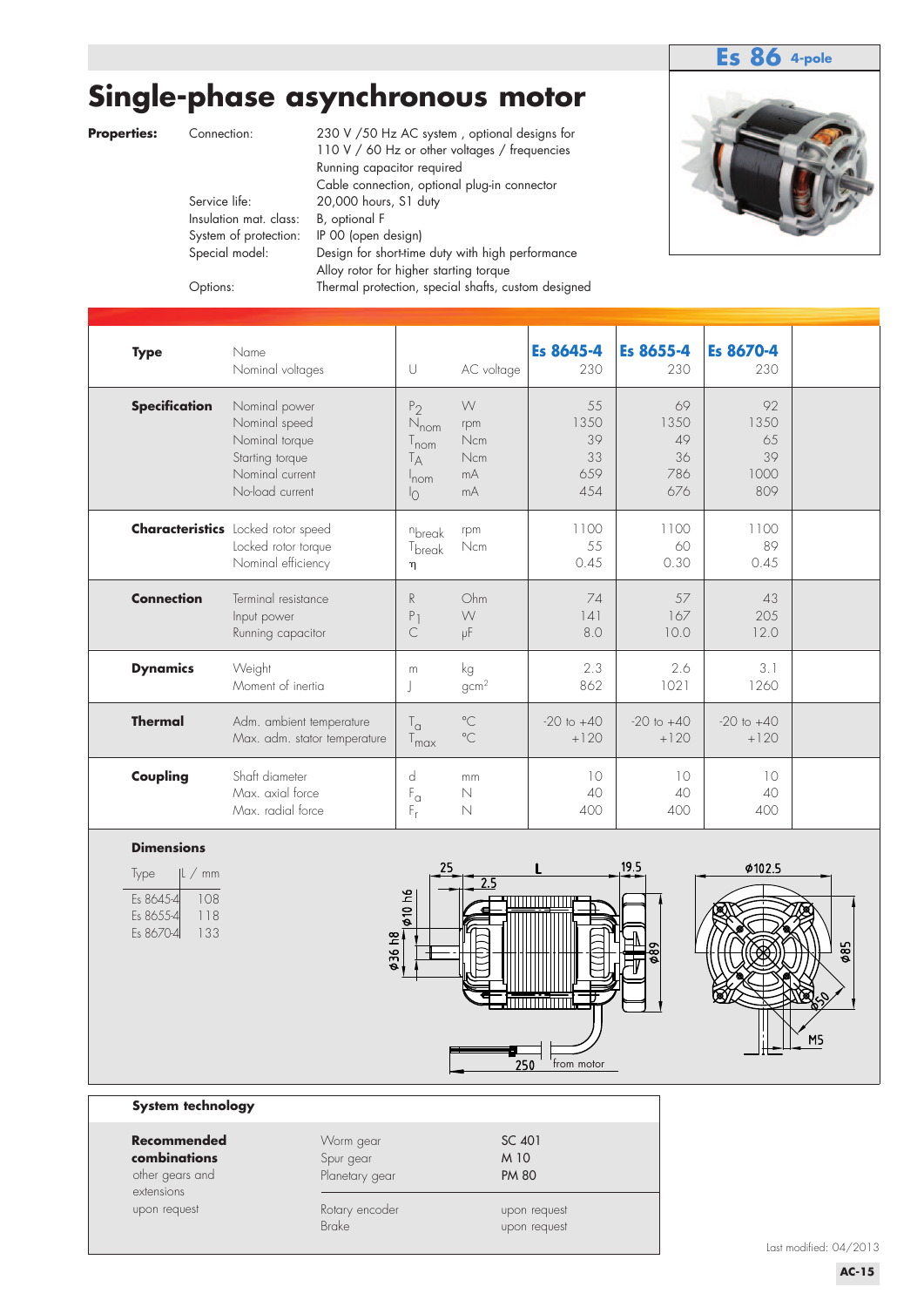# Es 86 4-pole

# Single-phase asynchronous motor

**Properties:**

| | |
|---|---|
| Connection: | 230 V /50 Hz AC system , optional designs for 110 V / 60 Hz or other voltages / frequencies |
| | Running capacitor required |
| | Cable connection, optional plug-in connector |
| Service life: | 20,000 hours, S1 duty |
| Insulation mat. class: | B, optional F |
| System of protection: | IP 00 (open design) |
| Special model: | Design for short-time duty with high performance |
| | Alloy rotor for higher starting torque |
| Options: | Thermal protection, special shafts, custom designed |

| Type | Name | | | Es 8645-4 | Es 8655-4 | Es 8670-4 |
|---|---|---|---|---|---|---|
| | Nominal voltages | U | AC voltage | 230 | 230 | 230 |
| **Specification** | Nominal power | $P_2$ | W | 55 | 69 | 92 |
| | Nominal speed | $N_{nom}$ | rpm | 1350 | 1350 | 1350 |
| | Nominal torque | $T_{nom}$ | Ncm | 39 | 49 | 65 |
| | Starting torque | $T_A$ | Ncm | 33 | 36 | 39 |
| | Nominal current | $I_{nom}$ | mA | 659 | 786 | 1000 |
| | No-load current | $I_0$ | mA | 454 | 676 | 809 |
| **Characteristics** | Locked rotor speed | $n_{break}$ | rpm | 1100 | 1100 | 1100 |
| | Locked rotor torque | $T_{break}$ | Ncm | 55 | 60 | 89 |
| | Nominal efficiency | $\eta$ | | 0.45 | 0.30 | 0.45 |
| **Connection** | Terminal resistance | R | Ohm | 74 | 57 | 43 |
| | Input power | $P_1$ | W | 141 | 167 | 205 |
| | Running capacitor | C | µF | 8.0 | 10.0 | 12.0 |
| **Dynamics** | Weight | m | kg | 2.3 | 2.6 | 3.1 |
| | Moment of inertia | J | $gcm^2$ | 862 | 1021 | 1260 |
| **Thermal** | Adm. ambient temperature | $T_a$ | °C | -20 to +40 | -20 to +40 | -20 to +40 |
| | Max. adm. stator temperature | $T_{max}$ | °C | +120 | +120 | +120 |
| **Coupling** | Shaft diameter | d | mm | 10 | 10 | 10 |
| | Max. axial force | $F_a$ | N | 40 | 40 | 40 |
| | Max. radial force | $F_r$ | N | 400 | 400 | 400 |

**Dimensions**

| Type | L / mm |
|---|---|
| Es 8645-4 | 108 |
| Es 8655-4 | 118 |
| Es 8670-4 | 133 |

25
2.5
L
19.5
ø10 h6
ø36 h8
ø89
250
from motor
ø102.5
ø85
ø50
M5

**System technology**

| | | |
|---|---|---|
| **Recommended combinations** | Worm gear | SC 401 |
| | Spur gear | M 10 |
| other gears and extensions | Planetary gear | PM 80 |
| upon request | Rotary encoder | upon request |
| | Brake | upon request |

Last modified: 04/2013